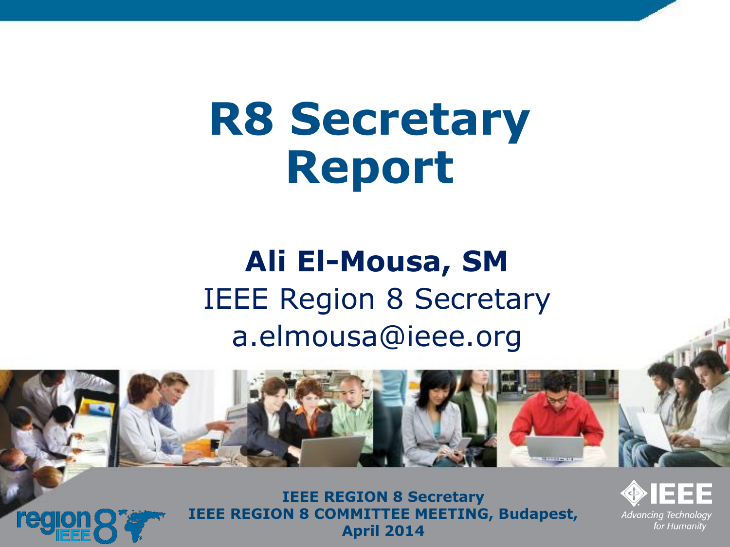# R8 Secretary Report

**Ali El-Mousa, SM**

IEEE Region 8 Secretary

a.elmousa@ieee.org

**IEEE REGION 8 Secretary**
**IEEE REGION 8 COMMITTEE MEETING, Budapest, April 2014**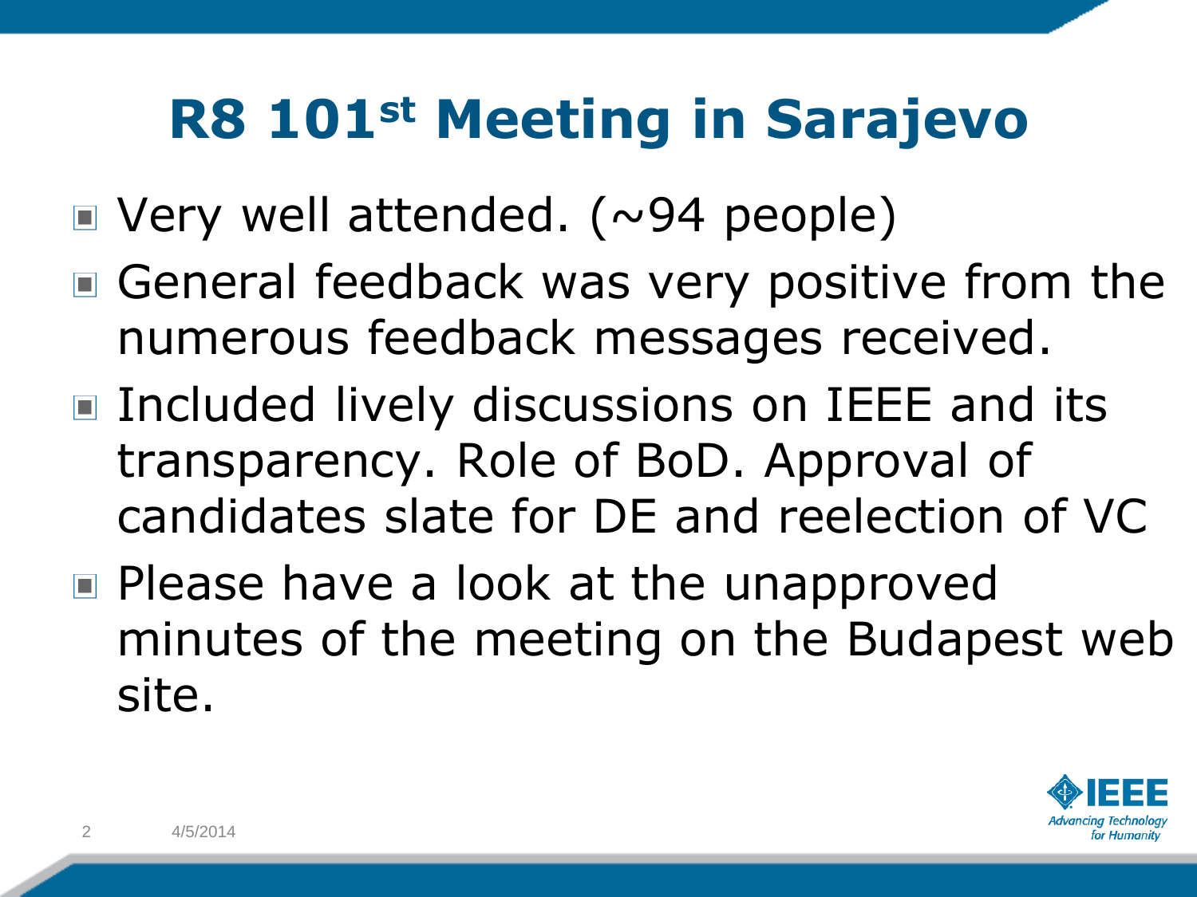# R8 101st Meeting in Sarajevo

- Very well attended. (~94 people)
- General feedback was very positive from the numerous feedback messages received.
- Included lively discussions on IEEE and its transparency. Role of BoD. Approval of candidates slate for DE and reelection of VC
- Please have a look at the unapproved minutes of the meeting on the Budapest web site.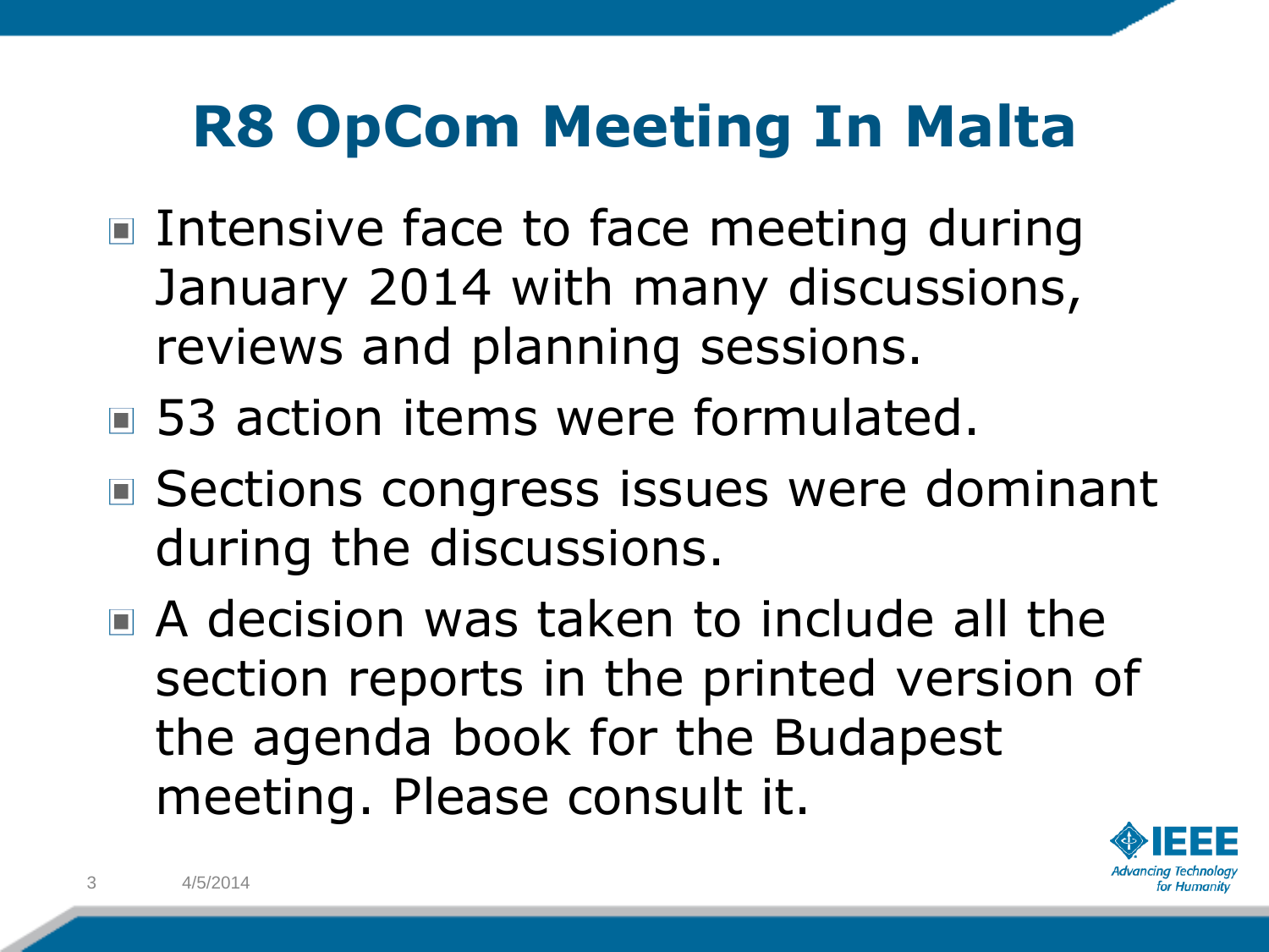# R8 OpCom Meeting In Malta

- Intensive face to face meeting during January 2014 with many discussions, reviews and planning sessions.
- 53 action items were formulated.
- Sections congress issues were dominant during the discussions.
- A decision was taken to include all the section reports in the printed version of the agenda book for the Budapest meeting. Please consult it.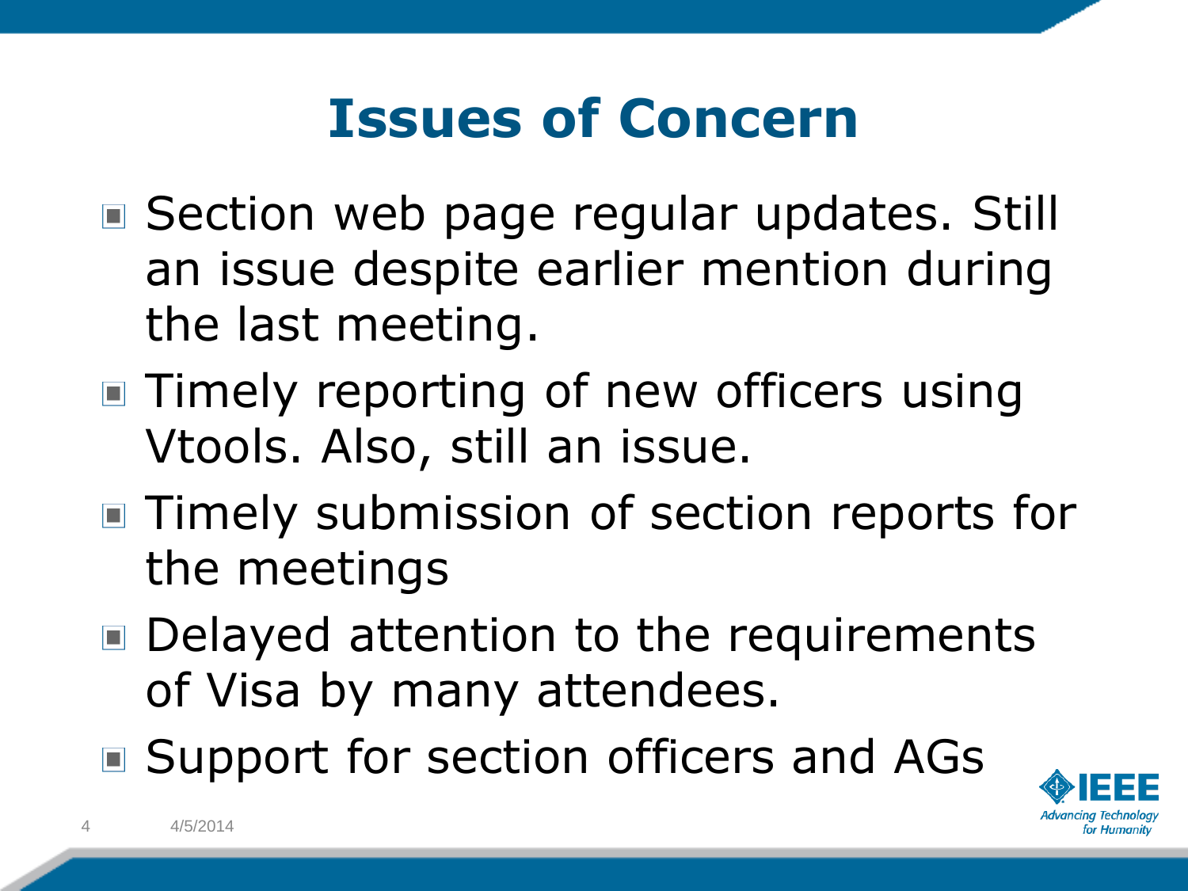# Issues of Concern

- Section web page regular updates. Still an issue despite earlier mention during the last meeting.
- Timely reporting of new officers using Vtools. Also, still an issue.
- Timely submission of section reports for the meetings
- Delayed attention to the requirements of Visa by many attendees.
- Support for section officers and AGs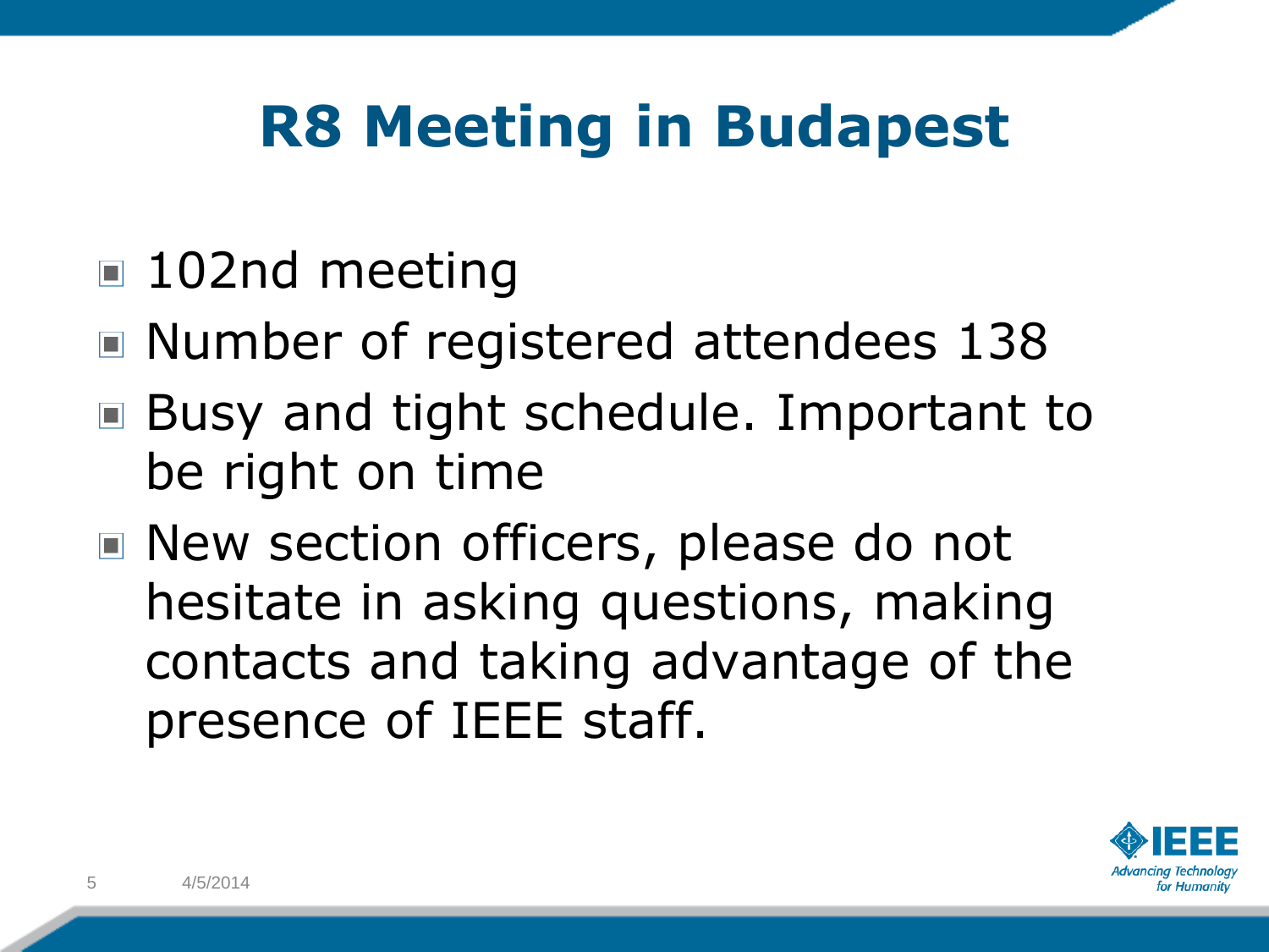# R8 Meeting in Budapest

- 102nd meeting
- Number of registered attendees 138
- Busy and tight schedule. Important to be right on time
- New section officers, please do not hesitate in asking questions, making contacts and taking advantage of the presence of IEEE staff.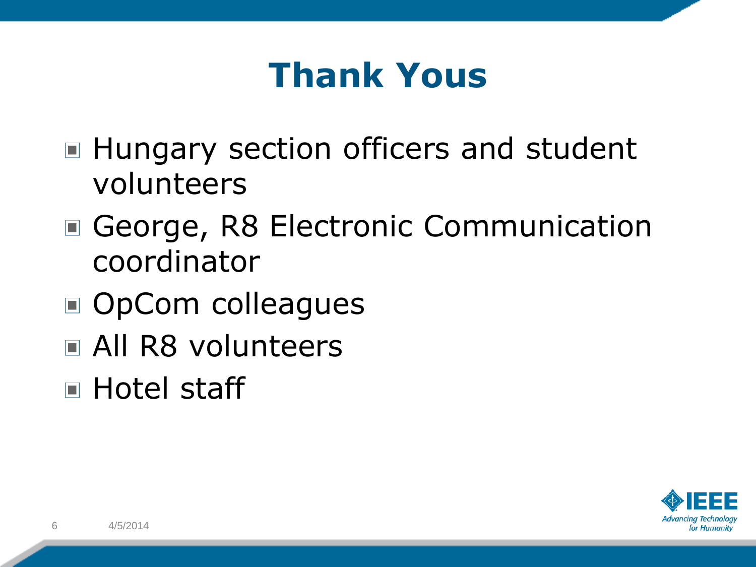# Thank Yous

- Hungary section officers and student volunteers
- George, R8 Electronic Communication coordinator
- OpCom colleagues
- All R8 volunteers
- Hotel staff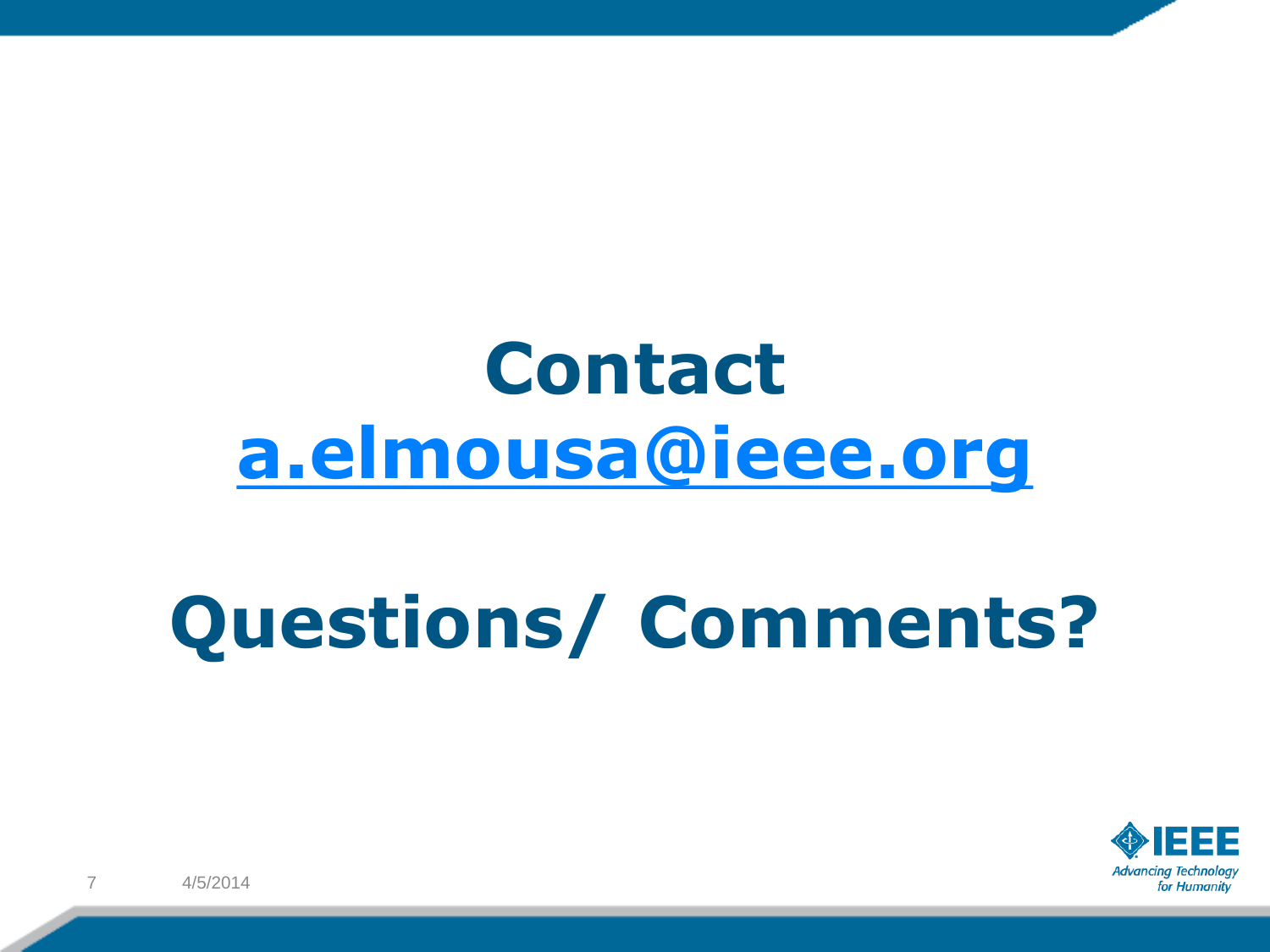# Contact

[a.elmousa@ieee.org](mailto:a.elmousa@ieee.org)

# Questions/ Comments?